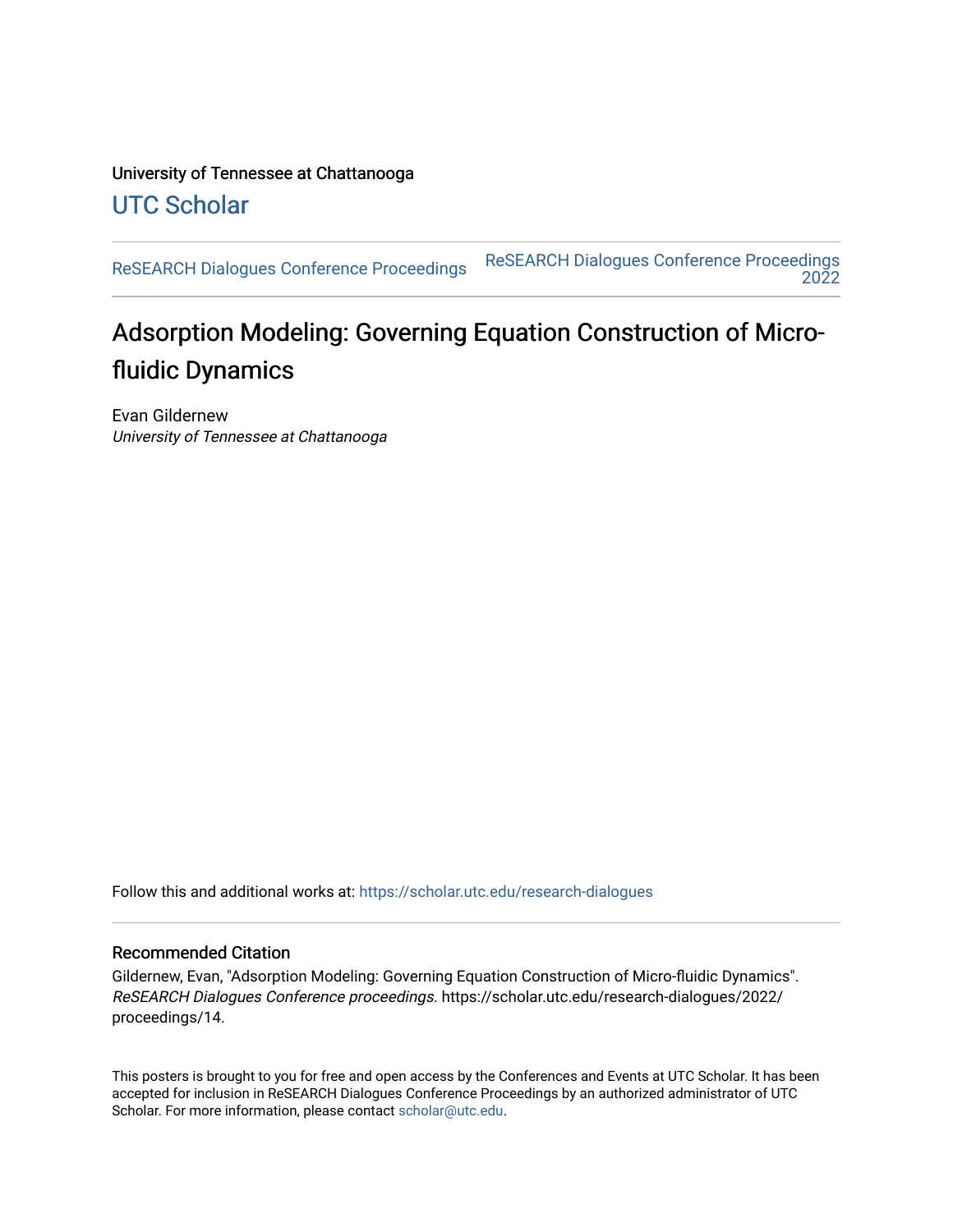University of Tennessee at Chattanooga

## UTC Scholar

ReSEARCH Dialogues Conference Proceedings | ReSEARCH Dialogues Conference Proceedings 2022

# Adsorption Modeling: Governing Equation Construction of Micro-fluidic Dynamics

Evan Gildernew
*University of Tennessee at Chattanooga*

Follow this and additional works at: https://scholar.utc.edu/research-dialogues

### Recommended Citation

Gildernew, Evan, "Adsorption Modeling: Governing Equation Construction of Micro-fluidic Dynamics". *ReSEARCH Dialogues Conference proceedings*. https://scholar.utc.edu/research-dialogues/2022/proceedings/14.

This posters is brought to you for free and open access by the Conferences and Events at UTC Scholar. It has been accepted for inclusion in ReSEARCH Dialogues Conference Proceedings by an authorized administrator of UTC Scholar. For more information, please contact scholar@utc.edu.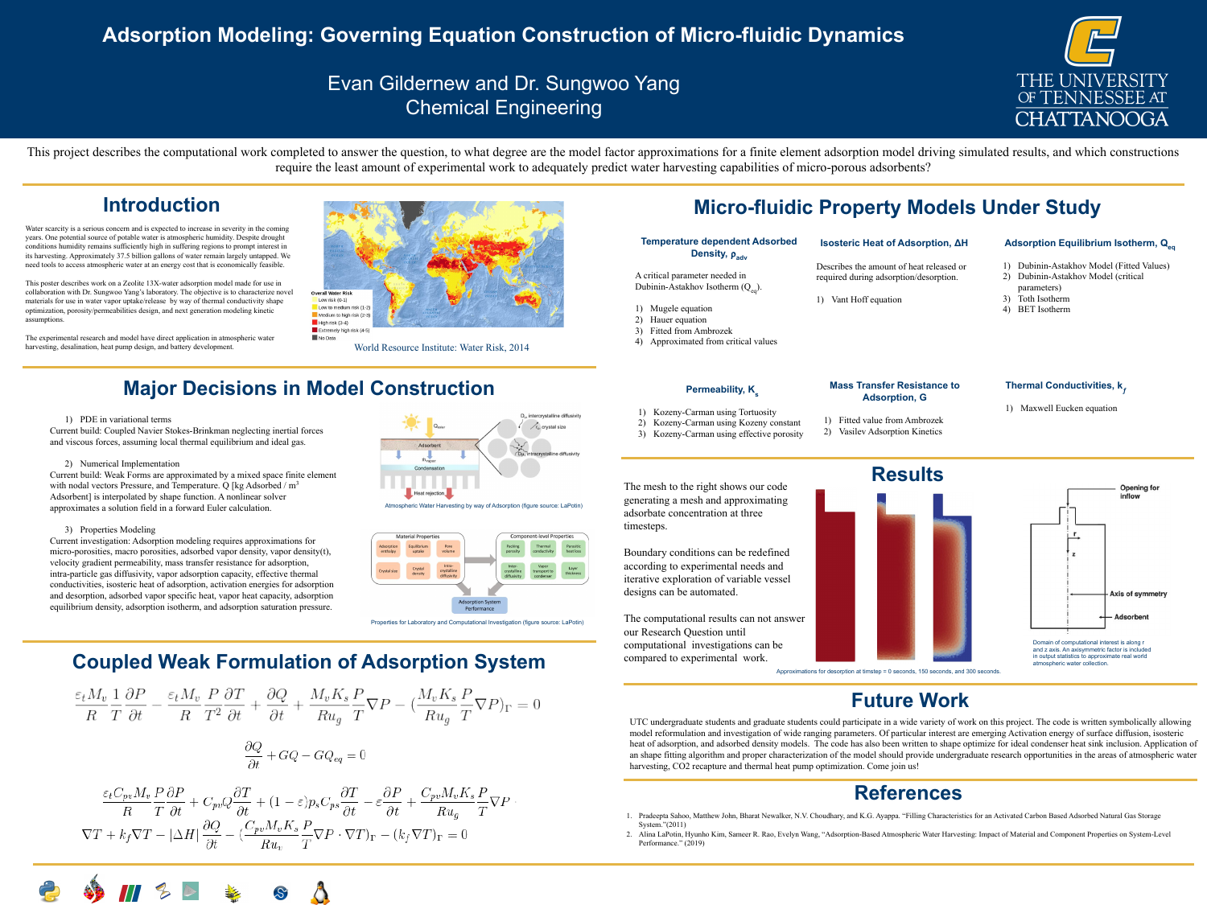# Adsorption Modeling: Governing Equation Construction of Micro-fluidic Dynamics

Evan Gildernew and Dr. Sungwoo Yang
Chemical Engineering

THE UNIVERSITY OF TENNESSEE AT CHATTANOOGA

This project describes the computational work completed to answer the question, to what degree are the model factor approximations for a finite element adsorption model driving simulated results, and which constructions require the least amount of experimental work to adequately predict water harvesting capabilities of micro-porous adsorbents?

## Introduction

Water scarcity is a serious concern and is expected to increase in severity in the coming years. One potential source of potable water is atmospheric humidity. Despite drought conditions humidity remains sufficiently high in suffering regions to prompt interest in its harvesting. Approximately 37.5 billion gallons of water remain largely untapped. We need tools to access atmospheric water at an energy cost that is economically feasible.

This poster describes work on a Zeolite 13X-water adsorption model made for use in collaboration with Dr. Sungwoo Yang's laboratory. The objective is to characterize novel materials for use in water vapor uptake/release by way of thermal conductivity shape optimization, porosity/permeabilities design, and next generation modeling kinetic assumptions.

The experimental research and model have direct application in atmospheric water harvesting, desalination, heat pump design, and battery development.

World Resource Institute: Water Risk, 2014

## Major Decisions in Model Construction

1) PDE in variational terms

Current build: Coupled Navier Stokes-Brinkman neglecting inertial forces and viscous forces, assuming local thermal equilibrium and ideal gas.

2) Numerical Implementation

Current build: Weak Forms are approximated by a mixed space finite element with nodal vectors Pressure, and Temperature. Q [kg Adsorbed / m$^3$ Adsorbent] is interpolated by shape function. A nonlinear solver approximates a solution field in a forward Euler calculation.

3) Properties Modeling

Current investigation: Adsorption modeling requires approximations for micro-porosities, macro porosities, adsorbed vapor density, vapor density(t), velocity gradient permeability, mass transfer resistance for adsorption, intra-particle gas diffusivity, vapor adsorption capacity, effective thermal conductivities, isosteric heat of adsorption, activation energies for adsorption and desorption, adsorbed vapor specific heat, vapor heat capacity, adsorption equilibrium density, adsorption isotherm, and adsorption saturation pressure.

Atmospheric Water Harvesting by way of Adsorption (figure source: LaPotin)

Properties for Laboratory and Computational Investigation (figure source: LaPotin)

## Coupled Weak Formulation of Adsorption System

$$\frac{\varepsilon_t M_v}{R}\frac{1}{T}\frac{\partial P}{\partial t} - \frac{\varepsilon_t M_v}{R}\frac{P}{T^2}\frac{\partial T}{\partial t} + \frac{\partial Q}{\partial t} + \frac{M_v K_s}{Ru_g}\frac{P}{T}\nabla P - \left(\frac{M_v K_s}{Ru_g}\frac{P}{T}\nabla P\right)_\Gamma = 0$$

$$\frac{\partial Q}{\partial t} + GQ - GQ_{eq} = 0$$

$$\frac{\varepsilon_t C_{pv} M_v}{R}\frac{P}{T}\frac{\partial P}{\partial t} + C_{pv} Q\frac{\partial T}{\partial t} + (1-\varepsilon)p_s C_{ps}\frac{\partial T}{\partial t} - \varepsilon\frac{\partial P}{\partial t} + \frac{C_{pv} M_v K_s}{Ru_g}\frac{P}{T}\nabla P \cdot \nabla T + k_f\nabla T - |\Delta H|\frac{\partial Q}{\partial t} - \left(\frac{C_{pv} M_v K_s}{Ru_v}\frac{P}{T}\nabla P\cdot\nabla T\right)_\Gamma - (k_f\nabla T)_\Gamma = 0$$

## Micro-fluidic Property Models Under Study

### Temperature dependent Adsorbed Density, $\rho_{adv}$

A critical parameter needed in Dubinin-Astakhov Isotherm ($Q_{eq}$).

1) Mugele equation
2) Hauer equation
3) Fitted from Ambrozek
4) Approximated from critical values

### Isosteric Heat of Adsorption, ΔH

Describes the amount of heat released or required during adsorption/desorption.

1) Vant Hoff equation

### Adsorption Equilibrium Isotherm, $Q_{eq}$

1) Dubinin-Astakhov Model (Fitted Values)
2) Dubinin-Astakhov Model (critical parameters)
3) Toth Isotherm
4) BET Isotherm

### Permeability, $K_s$

1) Kozeny-Carman using Tortuosity
2) Kozeny-Carman using Kozeny constant
3) Kozeny-Carman using effective porosity

### Mass Transfer Resistance to Adsorption, G

1) Fitted value from Ambrozek
2) Vasilev Adsorption Kinetics

### Thermal Conductivities, $k_f$

1) Maxwell Eucken equation

## Results

The mesh to the right shows our code generating a mesh and approximating adsorbate concentration at three timesteps.

Boundary conditions can be redefined according to experimental needs and iterative exploration of variable vessel designs can be automated.

The computational results can not answer our Research Question until computational investigations can be compared to experimental work.

Approximations for desorption at timestep = 0 seconds, 150 seconds, and 300 seconds.

Domain of computational interest is along r and z axis. An axisymmetric factor is included in output statistics to approximate real world atmospheric water collection.

## Future Work

UTC undergraduate students and graduate students could participate in a wide variety of work on this project. The code is written symbolically allowing model reformulation and investigation of wide ranging parameters. Of particular interest are emerging Activation energy of surface diffusion, isosteric heat of adsorption, and adsorbed density models. The code has also been written to shape optimize for ideal condenser heat sink inclusion. Application of an shape fitting algorithm and proper characterization of the model should provide undergraduate research opportunities in the areas of atmospheric water harvesting, CO2 recapture and thermal heat pump optimization. Come join us!

## References

1. Pradeepta Sahoo, Matthew John, Bharat Newalker, N.V. Choudhary, and K.G. Ayappa. "Filling Characteristics for an Activated Carbon Based Adsorbed Natural Gas Storage System."(2011)
2. Alina LaPotin, Hyunho Kim, Sameer R. Rao, Evelyn Wang, "Adsorption-Based Atmospheric Water Harvesting: Impact of Material and Component Properties on System-Level Performance." (2019)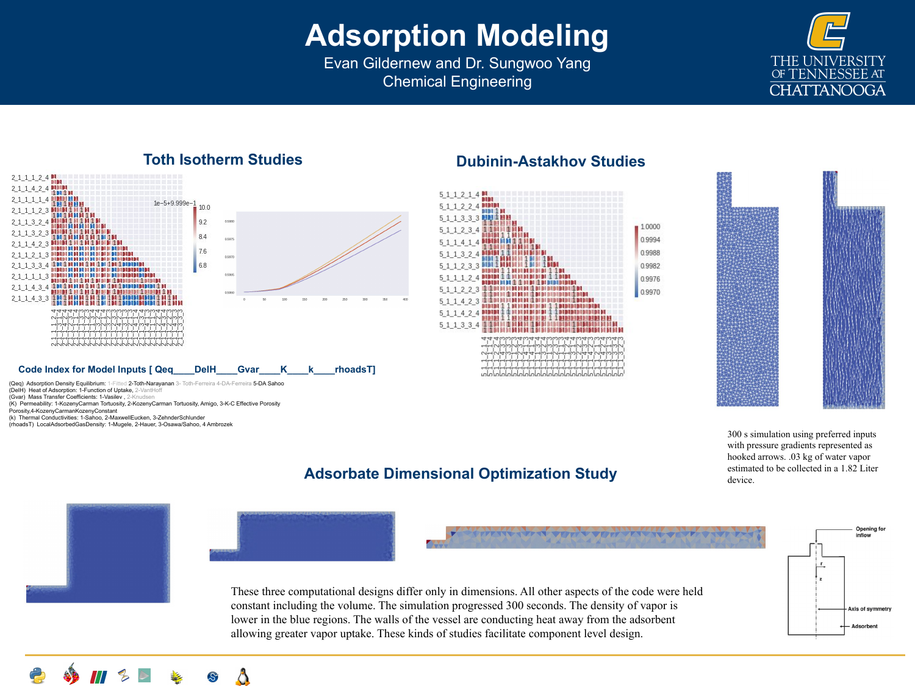# Adsorption Modeling

Evan Gildernew and Dr. Sungwoo Yang

Chemical Engineering

THE UNIVERSITY OF TENNESSEE AT CHATTANOOGA

## Toth Isotherm Studies

1e−5+9.999e−1

10.0

9.2

8.4

7.6

6.8

### Code Index for Model Inputs [ Qeq____DelH____Gvar____K____k____rhoadsT]

(Qeq) Adsorption Density Equilibrium: 1-Fitted 2-Toth-Narayanan 3- Toth-Ferreira 4-DA-Ferreira 5-DA Sahoo

(DelH) Heat of Adsorption: 1-Function of Uptake, 2-VantHoff

(Gvar) Mass Transfer Coefficients: 1-Vasilev , 2-Knudsen

(K) Permeability: 1-KozenyCarman Tortuosity, 2-KozenyCarman Tortuosity, Amigo, 3-K-C Effective Porosity Porosity,4-KozenyCarmanKozenyConstant

(k) Thermal Conductivities: 1-Sahoo, 2-MaxwellEucken, 3-ZehnderSchlunder

(rhoadsT) LocalAdsorbedGasDensity: 1-Mugele, 2-Hauer, 3-Osawa/Sahoo, 4 Ambrozek

## Dubinin-Astakhov Studies

1.0000

0.9994

0.9988

0.9982

0.9976

0.9970

300 s simulation using preferred inputs with pressure gradients represented as hooked arrows. .03 kg of water vapor estimated to be collected in a 1.82 Liter device.

## Adsorbate Dimensional Optimization Study

These three computational designs differ only in dimensions. All other aspects of the code were held constant including the volume. The simulation progressed 300 seconds. The density of vapor is lower in the blue regions. The walls of the vessel are conducting heat away from the adsorbent allowing greater vapor uptake. These kinds of studies facilitate component level design.

Opening for inflow

r

z

Axis of symmetry

Adsorbent